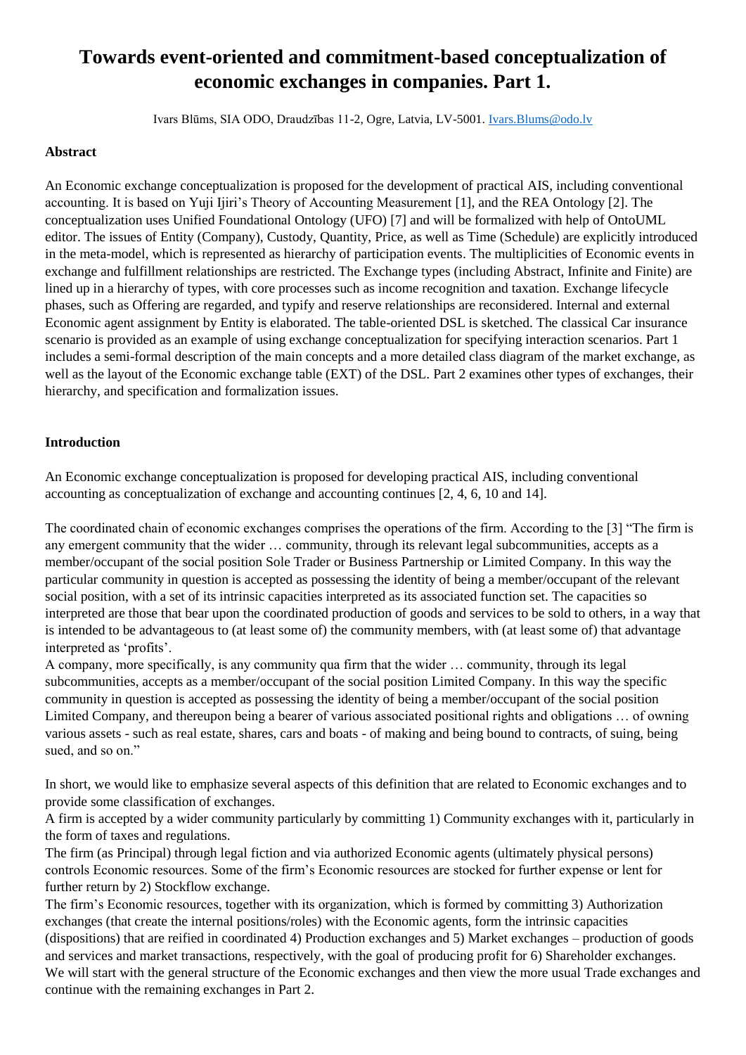# Towards event-oriented and commitment-based conceptualization of economic exchanges in companies. Part 1.

Ivars Blūms, SIA ODO, Draudzības 11-2, Ogre, Latvia, LV-5001. Ivars.Blums@odo.lv

### Abstract

An Economic exchange conceptualization is proposed for the development of practical AIS, including conventional accounting. It is based on Yuji Ijiri's Theory of Accounting Measurement [1], and the REA Ontology [2]. The conceptualization uses Unified Foundational Ontology (UFO) [7] and will be formalized with help of OntoUML editor. The issues of Entity (Company), Custody, Quantity, Price, as well as Time (Schedule) are explicitly introduced in the meta-model, which is represented as hierarchy of participation events. The multiplicities of Economic events in exchange and fulfillment relationships are restricted. The Exchange types (including Abstract, Infinite and Finite) are lined up in a hierarchy of types, with core processes such as income recognition and taxation. Exchange lifecycle phases, such as Offering are regarded, and typify and reserve relationships are reconsidered. Internal and external Economic agent assignment by Entity is elaborated. The table-oriented DSL is sketched. The classical Car insurance scenario is provided as an example of using exchange conceptualization for specifying interaction scenarios. Part 1 includes a semi-formal description of the main concepts and a more detailed class diagram of the market exchange, as well as the layout of the Economic exchange table (EXT) of the DSL. Part 2 examines other types of exchanges, their hierarchy, and specification and formalization issues.

### Introduction

An Economic exchange conceptualization is proposed for developing practical AIS, including conventional accounting as conceptualization of exchange and accounting continues [2, 4, 6, 10 and 14].

The coordinated chain of economic exchanges comprises the operations of the firm. According to the [3] "The firm is any emergent community that the wider … community, through its relevant legal subcommunities, accepts as a member/occupant of the social position Sole Trader or Business Partnership or Limited Company. In this way the particular community in question is accepted as possessing the identity of being a member/occupant of the relevant social position, with a set of its intrinsic capacities interpreted as its associated function set. The capacities so interpreted are those that bear upon the coordinated production of goods and services to be sold to others, in a way that is intended to be advantageous to (at least some of) the community members, with (at least some of) that advantage interpreted as 'profits'.
A company, more specifically, is any community qua firm that the wider … community, through its legal subcommunities, accepts as a member/occupant of the social position Limited Company. In this way the specific community in question is accepted as possessing the identity of being a member/occupant of the social position Limited Company, and thereupon being a bearer of various associated positional rights and obligations … of owning various assets - such as real estate, shares, cars and boats - of making and being bound to contracts, of suing, being sued, and so on."

In short, we would like to emphasize several aspects of this definition that are related to Economic exchanges and to provide some classification of exchanges.
A firm is accepted by a wider community particularly by committing 1) Community exchanges with it, particularly in the form of taxes and regulations.
The firm (as Principal) through legal fiction and via authorized Economic agents (ultimately physical persons) controls Economic resources. Some of the firm's Economic resources are stocked for further expense or lent for further return by 2) Stockflow exchange.
The firm's Economic resources, together with its organization, which is formed by committing 3) Authorization exchanges (that create the internal positions/roles) with the Economic agents, form the intrinsic capacities (dispositions) that are reified in coordinated 4) Production exchanges and 5) Market exchanges – production of goods and services and market transactions, respectively, with the goal of producing profit for 6) Shareholder exchanges.
We will start with the general structure of the Economic exchanges and then view the more usual Trade exchanges and continue with the remaining exchanges in Part 2.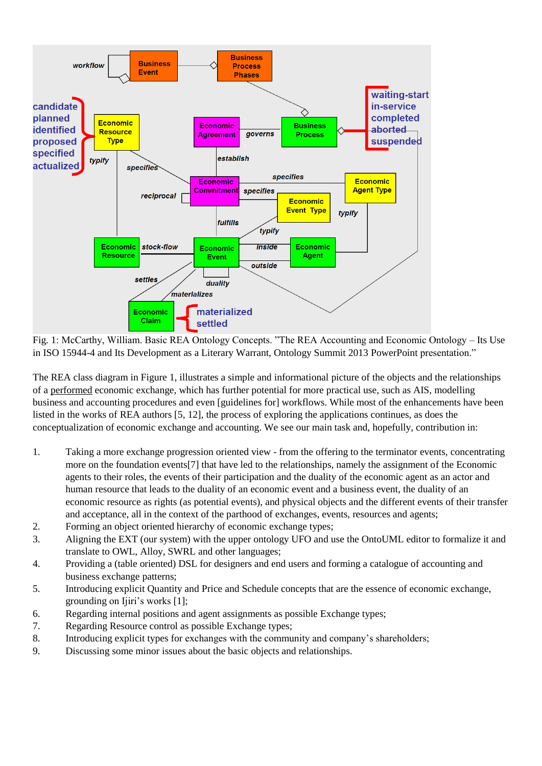Fig. 1: McCarthy, William. Basic REA Ontology Concepts. "The REA Accounting and Economic Ontology – Its Use in ISO 15944-4 and Its Development as a Literary Warrant, Ontology Summit 2013 PowerPoint presentation."

The REA class diagram in Figure 1, illustrates a simple and informational picture of the objects and the relationships of a performed economic exchange, which has further potential for more practical use, such as AIS, modelling business and accounting procedures and even [guidelines for] workflows. While most of the enhancements have been listed in the works of REA authors [5, 12], the process of exploring the applications continues, as does the conceptualization of economic exchange and accounting. We see our main task and, hopefully, contribution in:

1. Taking a more exchange progression oriented view - from the offering to the terminator events, concentrating more on the foundation events[7] that have led to the relationships, namely the assignment of the Economic agents to their roles, the events of their participation and the duality of the economic agent as an actor and human resource that leads to the duality of an economic event and a business event, the duality of an economic resource as rights (as potential events), and physical objects and the different events of their transfer and acceptance, all in the context of the parthood of exchanges, events, resources and agents;
2. Forming an object oriented hierarchy of economic exchange types;
3. Aligning the EXT (our system) with the upper ontology UFO and use the OntoUML editor to formalize it and translate to OWL, Alloy, SWRL and other languages;
4. Providing a (table oriented) DSL for designers and end users and forming a catalogue of accounting and business exchange patterns;
5. Introducing explicit Quantity and Price and Schedule concepts that are the essence of economic exchange, grounding on Ijiri's works [1];
6. Regarding internal positions and agent assignments as possible Exchange types;
7. Regarding Resource control as possible Exchange types;
8. Introducing explicit types for exchanges with the community and company's shareholders;
9. Discussing some minor issues about the basic objects and relationships.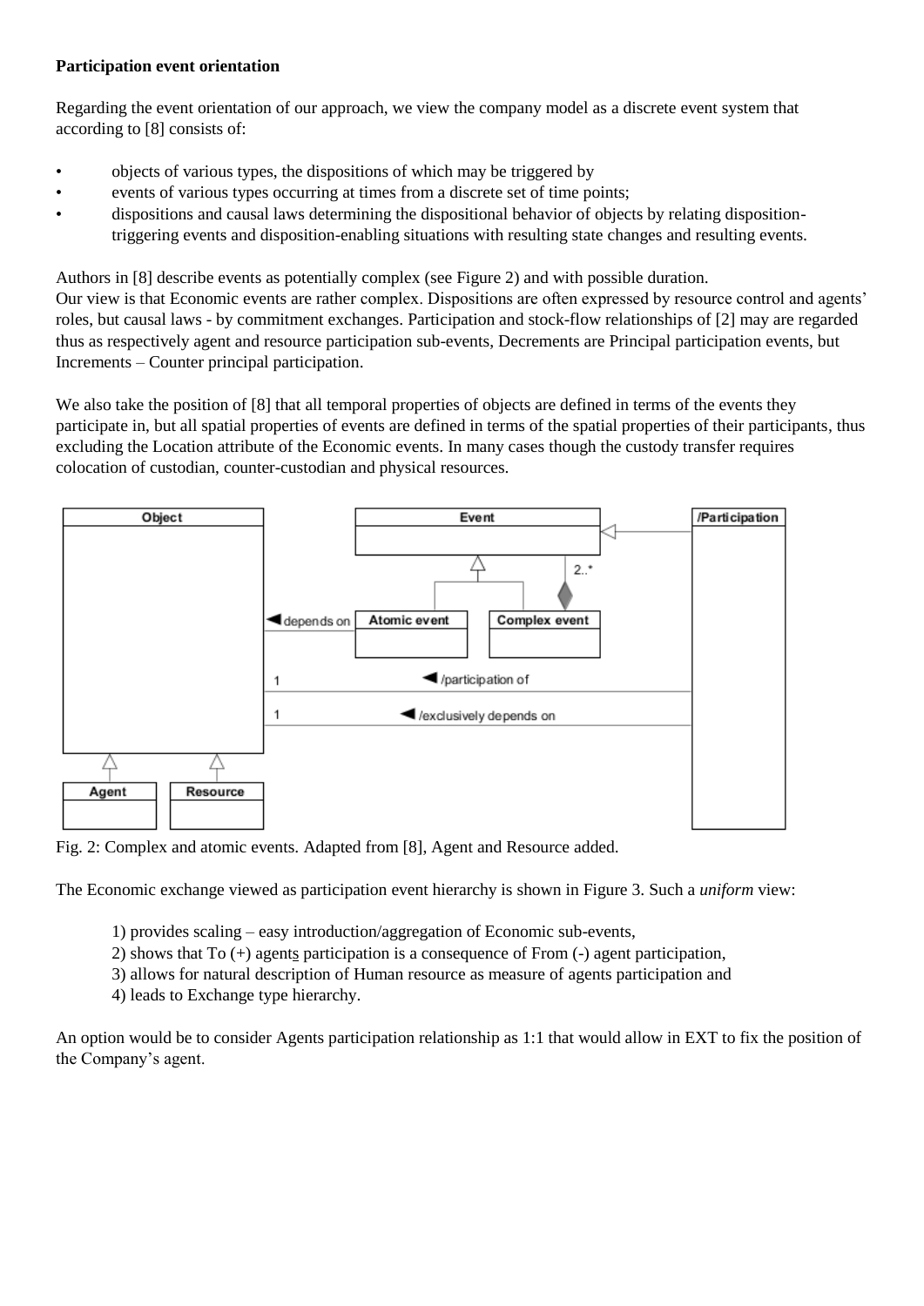**Participation event orientation**

Regarding the event orientation of our approach, we view the company model as a discrete event system that according to [8] consists of:

- objects of various types, the dispositions of which may be triggered by
- events of various types occurring at times from a discrete set of time points;
- dispositions and causal laws determining the dispositional behavior of objects by relating disposition-triggering events and disposition-enabling situations with resulting state changes and resulting events.

Authors in [8] describe events as potentially complex (see Figure 2) and with possible duration.
Our view is that Economic events are rather complex. Dispositions are often expressed by resource control and agents' roles, but causal laws - by commitment exchanges. Participation and stock-flow relationships of [2] may are regarded thus as respectively agent and resource participation sub-events, Decrements are Principal participation events, but Increments – Counter principal participation.

We also take the position of [8] that all temporal properties of objects are defined in terms of the events they participate in, but all spatial properties of events are defined in terms of the spatial properties of their participants, thus excluding the Location attribute of the Economic events. In many cases though the custody transfer requires colocation of custodian, counter-custodian and physical resources.

Fig. 2: Complex and atomic events. Adapted from [8], Agent and Resource added.

The Economic exchange viewed as participation event hierarchy is shown in Figure 3. Such a *uniform* view:

1) provides scaling – easy introduction/aggregation of Economic sub-events,
2) shows that To (+) agents participation is a consequence of From (-) agent participation,
3) allows for natural description of Human resource as measure of agents participation and
4) leads to Exchange type hierarchy.

An option would be to consider Agents participation relationship as 1:1 that would allow in EXT to fix the position of the Company's agent.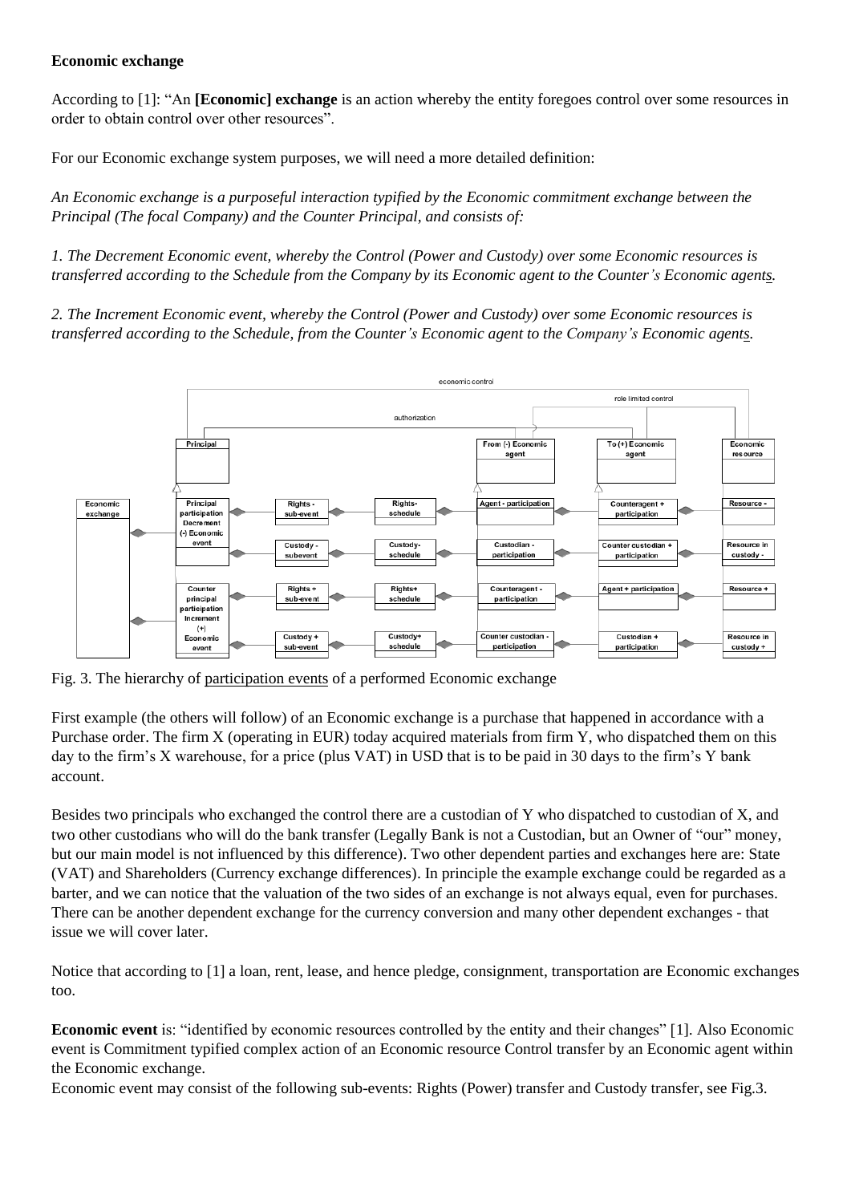**Economic exchange**

According to [1]: "An **[Economic] exchange** is an action whereby the entity foregoes control over some resources in order to obtain control over other resources".

For our Economic exchange system purposes, we will need a more detailed definition:

*An Economic exchange is a purposeful interaction typified by the Economic commitment exchange between the Principal (The focal Company) and the Counter Principal, and consists of:*

*1. The Decrement Economic event, whereby the Control (Power and Custody) over some Economic resources is transferred according to the Schedule from the Company by its Economic agent to the Counter's Economic agents.*

*2. The Increment Economic event, whereby the Control (Power and Custody) over some Economic resources is transferred according to the Schedule, from the Counter's Economic agent to the Company's Economic agents.*

Fig. 3. The hierarchy of participation events of a performed Economic exchange

First example (the others will follow) of an Economic exchange is a purchase that happened in accordance with a Purchase order. The firm X (operating in EUR) today acquired materials from firm Y, who dispatched them on this day to the firm's X warehouse, for a price (plus VAT) in USD that is to be paid in 30 days to the firm's Y bank account.

Besides two principals who exchanged the control there are a custodian of Y who dispatched to custodian of X, and two other custodians who will do the bank transfer (Legally Bank is not a Custodian, but an Owner of "our" money, but our main model is not influenced by this difference). Two other dependent parties and exchanges here are: State (VAT) and Shareholders (Currency exchange differences). In principle the example exchange could be regarded as a barter, and we can notice that the valuation of the two sides of an exchange is not always equal, even for purchases. There can be another dependent exchange for the currency conversion and many other dependent exchanges - that issue we will cover later.

Notice that according to [1] a loan, rent, lease, and hence pledge, consignment, transportation are Economic exchanges too.

**Economic event** is: "identified by economic resources controlled by the entity and their changes" [1]. Also Economic event is Commitment typified complex action of an Economic resource Control transfer by an Economic agent within the Economic exchange.

Economic event may consist of the following sub-events: Rights (Power) transfer and Custody transfer, see Fig.3.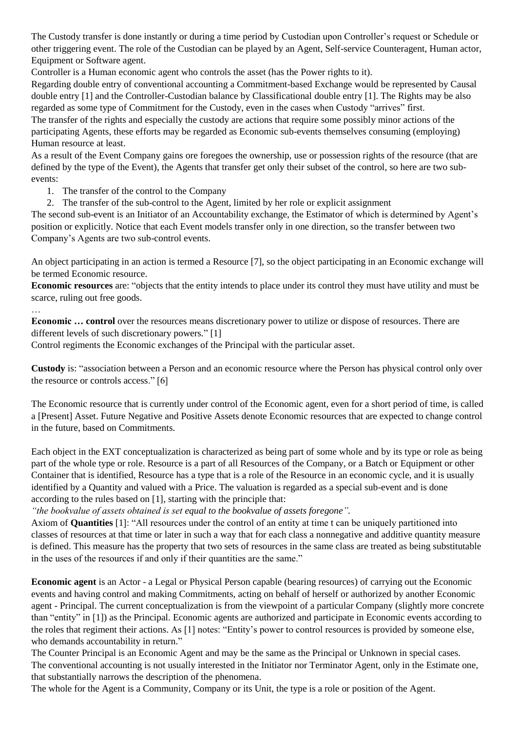The Custody transfer is done instantly or during a time period by Custodian upon Controller's request or Schedule or other triggering event. The role of the Custodian can be played by an Agent, Self-service Counteragent, Human actor, Equipment or Software agent.

Controller is a Human economic agent who controls the asset (has the Power rights to it).

Regarding double entry of conventional accounting a Commitment-based Exchange would be represented by Causal double entry [1] and the Controller-Custodian balance by Classificational double entry [1]. The Rights may be also regarded as some type of Commitment for the Custody, even in the cases when Custody "arrives" first.

The transfer of the rights and especially the custody are actions that require some possibly minor actions of the participating Agents, these efforts may be regarded as Economic sub-events themselves consuming (employing) Human resource at least.

As a result of the Event Company gains ore foregoes the ownership, use or possession rights of the resource (that are defined by the type of the Event), the Agents that transfer get only their subset of the control, so here are two sub-events:

1. The transfer of the control to the Company
2. The transfer of the sub-control to the Agent, limited by her role or explicit assignment

The second sub-event is an Initiator of an Accountability exchange, the Estimator of which is determined by Agent's position or explicitly. Notice that each Event models transfer only in one direction, so the transfer between two Company's Agents are two sub-control events.

An object participating in an action is termed a Resource [7], so the object participating in an Economic exchange will be termed Economic resource.

**Economic resources** are: "objects that the entity intends to place under its control they must have utility and must be scarce, ruling out free goods.

…

**Economic … control** over the resources means discretionary power to utilize or dispose of resources. There are different levels of such discretionary powers." [1]

Control regiments the Economic exchanges of the Principal with the particular asset.

**Custody** is: "association between a Person and an economic resource where the Person has physical control only over the resource or controls access." [6]

The Economic resource that is currently under control of the Economic agent, even for a short period of time, is called a [Present] Asset. Future Negative and Positive Assets denote Economic resources that are expected to change control in the future, based on Commitments.

Each object in the EXT conceptualization is characterized as being part of some whole and by its type or role as being part of the whole type or role. Resource is a part of all Resources of the Company, or a Batch or Equipment or other Container that is identified, Resource has a type that is a role of the Resource in an economic cycle, and it is usually identified by a Quantity and valued with a Price. The valuation is regarded as a special sub-event and is done according to the rules based on [1], starting with the principle that:

*"the bookvalue of assets obtained is set equal to the bookvalue of assets foregone".*

Axiom of **Quantities** [1]: "All resources under the control of an entity at time t can be uniquely partitioned into classes of resources at that time or later in such a way that for each class a nonnegative and additive quantity measure is defined. This measure has the property that two sets of resources in the same class are treated as being substitutable in the uses of the resources if and only if their quantities are the same."

**Economic agent** is an Actor - a Legal or Physical Person capable (bearing resources) of carrying out the Economic events and having control and making Commitments, acting on behalf of herself or authorized by another Economic agent - Principal. The current conceptualization is from the viewpoint of a particular Company (slightly more concrete than "entity" in [1]) as the Principal. Economic agents are authorized and participate in Economic events according to the roles that regiment their actions. As [1] notes: "Entity's power to control resources is provided by someone else, who demands accountability in return."

The Counter Principal is an Economic Agent and may be the same as the Principal or Unknown in special cases.

The conventional accounting is not usually interested in the Initiator nor Terminator Agent, only in the Estimate one, that substantially narrows the description of the phenomena.

The whole for the Agent is a Community, Company or its Unit, the type is a role or position of the Agent.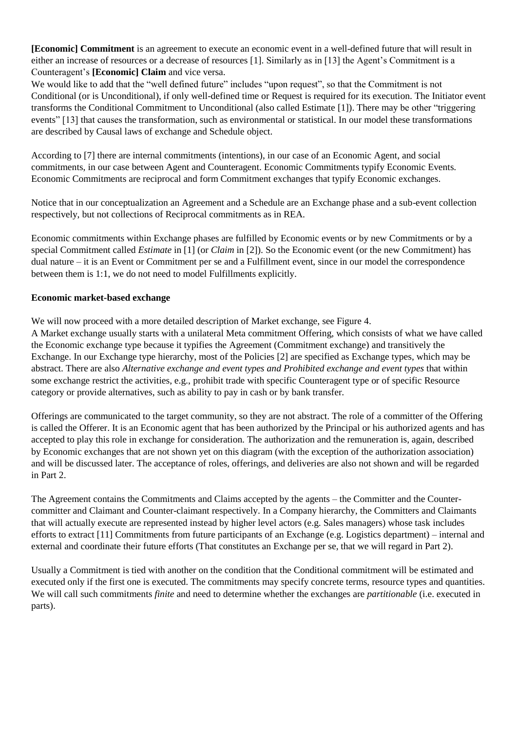**[Economic] Commitment** is an agreement to execute an economic event in a well-defined future that will result in either an increase of resources or a decrease of resources [1]. Similarly as in [13] the Agent's Commitment is a Counteragent's **[Economic] Claim** and vice versa.

We would like to add that the "well defined future" includes "upon request", so that the Commitment is not Conditional (or is Unconditional), if only well-defined time or Request is required for its execution. The Initiator event transforms the Conditional Commitment to Unconditional (also called Estimate [1]). There may be other "triggering events" [13] that causes the transformation, such as environmental or statistical. In our model these transformations are described by Causal laws of exchange and Schedule object.

According to [7] there are internal commitments (intentions), in our case of an Economic Agent, and social commitments, in our case between Agent and Counteragent. Economic Commitments typify Economic Events. Economic Commitments are reciprocal and form Commitment exchanges that typify Economic exchanges.

Notice that in our conceptualization an Agreement and a Schedule are an Exchange phase and a sub-event collection respectively, but not collections of Reciprocal commitments as in REA.

Economic commitments within Exchange phases are fulfilled by Economic events or by new Commitments or by a special Commitment called *Estimate* in [1] (or *Claim* in [2]). So the Economic event (or the new Commitment) has dual nature – it is an Event or Commitment per se and a Fulfillment event, since in our model the correspondence between them is 1:1, we do not need to model Fulfillments explicitly.

**Economic market-based exchange**

We will now proceed with a more detailed description of Market exchange, see Figure 4.

A Market exchange usually starts with a unilateral Meta commitment Offering, which consists of what we have called the Economic exchange type because it typifies the Agreement (Commitment exchange) and transitively the Exchange. In our Exchange type hierarchy, most of the Policies [2] are specified as Exchange types, which may be abstract. There are also *Alternative exchange and event types and Prohibited exchange and event types* that within some exchange restrict the activities, e.g., prohibit trade with specific Counteragent type or of specific Resource category or provide alternatives, such as ability to pay in cash or by bank transfer.

Offerings are communicated to the target community, so they are not abstract. The role of a committer of the Offering is called the Offerer. It is an Economic agent that has been authorized by the Principal or his authorized agents and has accepted to play this role in exchange for consideration. The authorization and the remuneration is, again, described by Economic exchanges that are not shown yet on this diagram (with the exception of the authorization association) and will be discussed later. The acceptance of roles, offerings, and deliveries are also not shown and will be regarded in Part 2.

The Agreement contains the Commitments and Claims accepted by the agents – the Committer and the Counter-committer and Claimant and Counter-claimant respectively. In a Company hierarchy, the Committers and Claimants that will actually execute are represented instead by higher level actors (e.g. Sales managers) whose task includes efforts to extract [11] Commitments from future participants of an Exchange (e.g. Logistics department) – internal and external and coordinate their future efforts (That constitutes an Exchange per se, that we will regard in Part 2).

Usually a Commitment is tied with another on the condition that the Conditional commitment will be estimated and executed only if the first one is executed. The commitments may specify concrete terms, resource types and quantities. We will call such commitments *finite* and need to determine whether the exchanges are *partitionable* (i.e. executed in parts).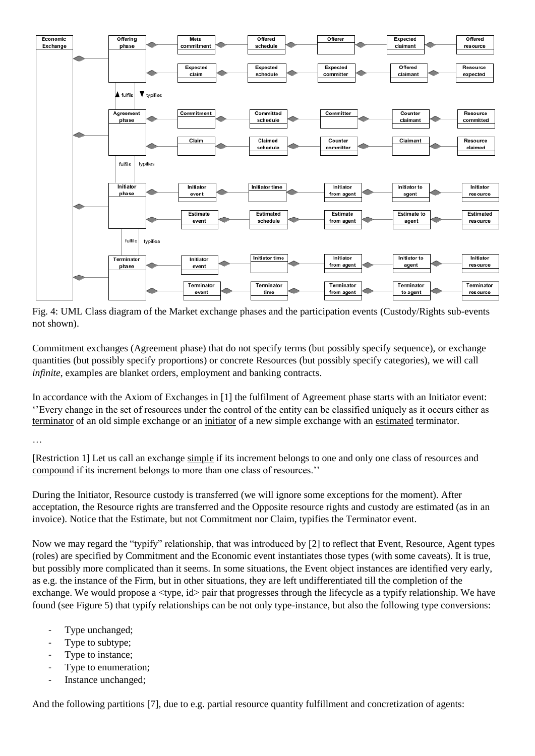Fig. 4: UML Class diagram of the Market exchange phases and the participation events (Custody/Rights sub-events not shown).

Commitment exchanges (Agreement phase) that do not specify terms (but possibly specify sequence), or exchange quantities (but possibly specify proportions) or concrete Resources (but possibly specify categories), we will call *infinite*, examples are blanket orders, employment and banking contracts.

In accordance with the Axiom of Exchanges in [1] the fulfilment of Agreement phase starts with an Initiator event: ''Every change in the set of resources under the control of the entity can be classified uniquely as it occurs either as terminator of an old simple exchange or an initiator of a new simple exchange with an estimated terminator.

…

[Restriction 1] Let us call an exchange simple if its increment belongs to one and only one class of resources and compound if its increment belongs to more than one class of resources.''

During the Initiator, Resource custody is transferred (we will ignore some exceptions for the moment). After acceptation, the Resource rights are transferred and the Opposite resource rights and custody are estimated (as in an invoice). Notice that the Estimate, but not Commitment nor Claim, typifies the Terminator event.

Now we may regard the "typify" relationship, that was introduced by [2] to reflect that Event, Resource, Agent types (roles) are specified by Commitment and the Economic event instantiates those types (with some caveats). It is true, but possibly more complicated than it seems. In some situations, the Event object instances are identified very early, as e.g. the instance of the Firm, but in other situations, they are left undifferentiated till the completion of the exchange. We would propose a <type, id> pair that progresses through the lifecycle as a typify relationship. We have found (see Figure 5) that typify relationships can be not only type-instance, but also the following type conversions:

- Type unchanged;
- Type to subtype;
- Type to instance;
- Type to enumeration;
- Instance unchanged;

And the following partitions [7], due to e.g. partial resource quantity fulfillment and concretization of agents: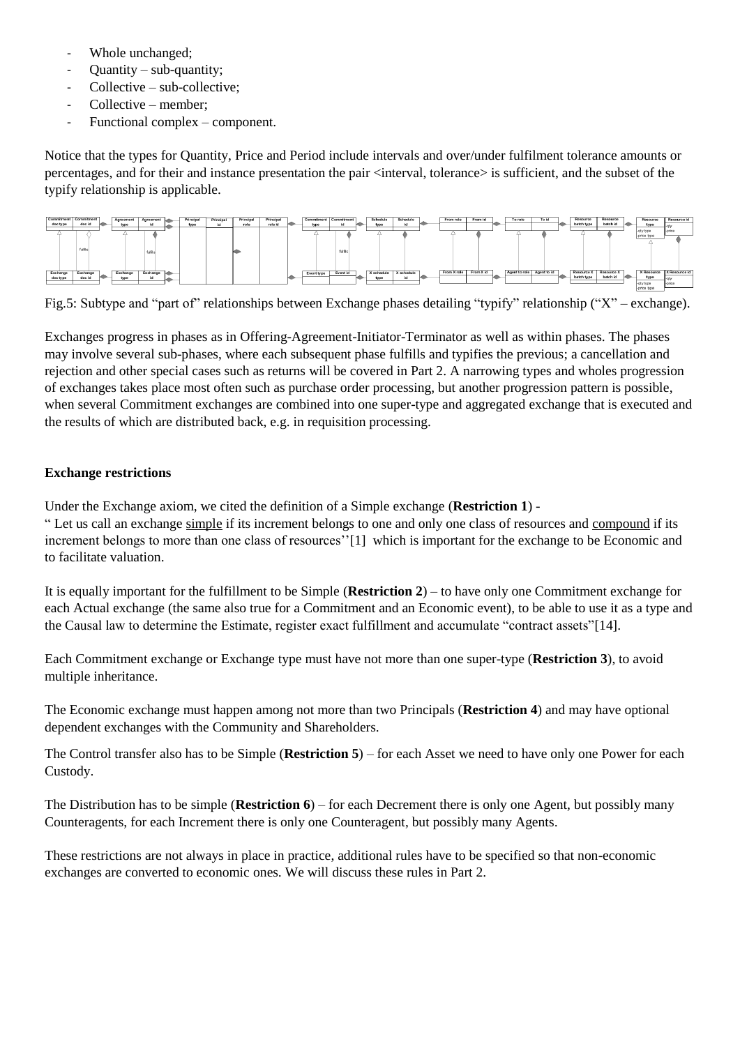- Whole unchanged;
- Quantity – sub-quantity;
- Collective – sub-collective;
- Collective – member;
- Functional complex – component.

Notice that the types for Quantity, Price and Period include intervals and over/under fulfilment tolerance amounts or percentages, and for their and instance presentation the pair <interval, tolerance> is sufficient, and the subset of the typify relationship is applicable.

Fig.5: Subtype and "part of" relationships between Exchange phases detailing "typify" relationship ("X" – exchange).

Exchanges progress in phases as in Offering-Agreement-Initiator-Terminator as well as within phases. The phases may involve several sub-phases, where each subsequent phase fulfills and typifies the previous; a cancellation and rejection and other special cases such as returns will be covered in Part 2. A narrowing types and wholes progression of exchanges takes place most often such as purchase order processing, but another progression pattern is possible, when several Commitment exchanges are combined into one super-type and aggregated exchange that is executed and the results of which are distributed back, e.g. in requisition processing.

**Exchange restrictions**

Under the Exchange axiom, we cited the definition of a Simple exchange (**Restriction 1**) -
" Let us call an exchange simple if its increment belongs to one and only one class of resources and compound if its increment belongs to more than one class of resources''[1] which is important for the exchange to be Economic and to facilitate valuation.

It is equally important for the fulfillment to be Simple (**Restriction 2**) – to have only one Commitment exchange for each Actual exchange (the same also true for a Commitment and an Economic event), to be able to use it as a type and the Causal law to determine the Estimate, register exact fulfillment and accumulate "contract assets"[14].

Each Commitment exchange or Exchange type must have not more than one super-type (**Restriction 3**), to avoid multiple inheritance.

The Economic exchange must happen among not more than two Principals (**Restriction 4**) and may have optional dependent exchanges with the Community and Shareholders.

The Control transfer also has to be Simple (**Restriction 5**) – for each Asset we need to have only one Power for each Custody.

The Distribution has to be simple (**Restriction 6**) – for each Decrement there is only one Agent, but possibly many Counteragents, for each Increment there is only one Counteragent, but possibly many Agents.

These restrictions are not always in place in practice, additional rules have to be specified so that non-economic exchanges are converted to economic ones. We will discuss these rules in Part 2.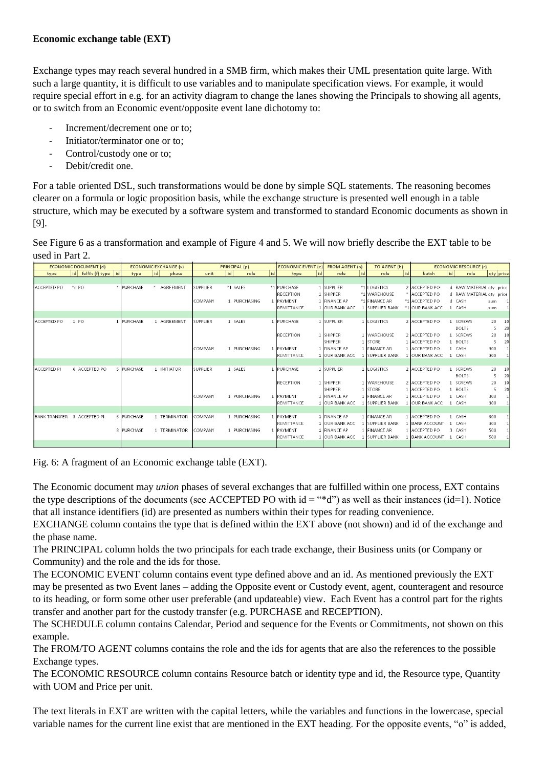**Economic exchange table (EXT)**

Exchange types may reach several hundred in a SMB firm, which makes their UML presentation quite large. With such a large quantity, it is difficult to use variables and to manipulate specification views. For example, it would require special effort in e.g. for an activity diagram to change the lanes showing the Principals to showing all agents, or to switch from an Economic event/opposite event lane dichotomy to:

- Increment/decrement one or to;
- Initiator/terminator one or to;
- Control/custody one or to;
- Debit/credit one.

For a table oriented DSL, such transformations would be done by simple SQL statements. The reasoning becomes clearer on a formula or logic proposition basis, while the exchange structure is presented well enough in a table structure, which may be executed by a software system and transformed to standard Economic documents as shown in [9].

See Figure 6 as a transformation and example of Figure 4 and 5. We will now briefly describe the EXT table to be used in Part 2.

| ECONOMIC DOCUMENT (d) | | | | ECONOMIC EXCHANGE (x) | | | | PRINCIPAL (p) | | | | ECONOMIC EVENT (e) | | FROM AGENT (a) | | TO AGENT (b) | | ECONOMIC RESOURCE (r) | | | | |
|---|---|---|---|---|---|---|---|---|---|---|---|---|---|---|---|---|---|---|---|---|---|---|
| type | id | fulfils (f) type | id | type | id | phase | | unit | id | role | id | type | id | role | id | role | id | batch | id | role | qty | price |
| ACCEPTED PO | *d | PO | * | PURCHASE | * | AGREEMENT | | SUPPLIER | *1 | SALES | *1 | PURCHASE | 1 | SUPPLIER | *1 | LOGISTICS | 2 | ACCEPTED PO | d | RAW MATERIAL | qty | price |
| | | | | | | | | | | | | RECEPTION | 1 | SHIPPER | *1 | WAREHOUSE | * | ACCEPTED PO | d | RAW MATERIAL | qty | price |
| | | | | | | | | COMPANY | 1 | PURCHASING | 1 | PAYMENT | 1 | FINANCE AP | *1 | FINANCE AR | *1 | ACCEPTED PO | d | CASH | sum | 1 |
| | | | | | | | | | | | | REMITTANCE | 1 | OUR BANK ACC | 1 | SUPPLIER BANK | *1 | OUR BANK ACC | 1 | CASH | sum | 1 |
| ACCEPTED PO | 1 | PO | 1 | PURCHASE | 1 | AGREEMENT | | SUPPLIER | 1 | SALES | 1 | PURCHASE | 1 | SUPPLIER | 1 | LOGISTICS | 2 | ACCEPTED PO | 1 | SCREWS | 20 | 10 |
| | | | | | | | | | | | | | | | | | | | | BOLTS | 5 | 20 |
| | | | | | | | | | | | | RECEPTION | 1 | SHIPPER | 1 | WAREHOUSE | 2 | ACCEPTED PO | 1 | SCREWS | 20 | 10 |
| | | | | | | | | | | | | | | SHIPPER | 1 | STORE | 1 | ACCEPTED PO | 1 | BOLTS | 5 | 20 |
| | | | | | | | | COMPANY | 1 | PURCHASING | 1 | PAYMENT | 1 | FINANCE AP | 1 | FINANCE AR | 1 | ACCEPTED PO | 1 | CASH | 300 | 1 |
| | | | | | | | | | | | | REMITTANCE | 1 | OUR BANK ACC | 1 | SUPPLIER BANK | 1 | OUR BANK ACC | 1 | CASH | 300 | 1 |
| ACCEPTED PI | 6 | ACCEPTED PO | 5 | PURCHASE | 1 | INITIATOR | | SUPPLIER | 1 | SALES | 1 | PURCHASE | 1 | SUPPLIER | 1 | LOGISTICS | 2 | ACCEPTED PO | 1 | SCREWS | 20 | 10 |
| | | | | | | | | | | | | | | | | | | | | BOLTS | 5 | 20 |
| | | | | | | | | | | | | RECEPTION | 1 | SHIPPER | 1 | WAREHOUSE | 2 | ACCEPTED PO | 1 | SCREWS | 20 | 10 |
| | | | | | | | | | | | | | | SHIPPER | 1 | STORE | 1 | ACCEPTED PO | 1 | BOLTS | 5 | 20 |
| | | | | | | | | COMPANY | 1 | PURCHASING | 1 | PAYMENT | 1 | FINANCE AP | 1 | FINANCE AR | 1 | ACCEPTED PO | 1 | CASH | 300 | 1 |
| | | | | | | | | | | | | REMITTANCE | 1 | OUR BANK ACC | 1 | SUPPLIER BANK | 1 | OUR BANK ACC | 1 | CASH | 300 | 1 |
| BANK TRANSFER | 3 | ACCEPTED PI | 6 | PURCHASE | 1 | TERMINATOR | | COMPANY | 1 | PURCHASING | 1 | PAYMENT | 1 | FINANCE AP | 1 | FINANCE AR | 1 | ACCEPTED PO | 1 | CASH | 300 | 1 |
| | | | | | | | | | | | | REMITTANCE | 1 | OUR BANK ACC | 1 | SUPPLIER BANK | 1 | BANK ACCOUNT | 1 | CASH | 300 | 1 |
| | | | 8 | PURCHASE | 1 | TERMINATOR | | COMPANY | 1 | PURCHASING | 1 | PAYMENT | 1 | FINANCE AP | 1 | FINANCE AR | 1 | ACCEPTED PO | 3 | CASH | 500 | 1 |
| | | | | | | | | | | | | REMITTANCE | 1 | OUR BANK ACC | 1 | SUPPLIER BANK | 1 | BANK ACCOUNT | 1 | CASH | 500 | 1 |

Fig. 6: A fragment of an Economic exchange table (EXT).

The Economic document may *union* phases of several exchanges that are fulfilled within one process, EXT contains the type descriptions of the documents (see ACCEPTED PO with id = "*d") as well as their instances (id=1). Notice that all instance identifiers (id) are presented as numbers within their types for reading convenience.

EXCHANGE column contains the type that is defined within the EXT above (not shown) and id of the exchange and the phase name.

The PRINCIPAL column holds the two principals for each trade exchange, their Business units (or Company or Community) and the role and the ids for those.

The ECONOMIC EVENT column contains event type defined above and an id. As mentioned previously the EXT may be presented as two Event lanes – adding the Opposite event or Custody event, agent, counteragent and resource to its heading, or form some other user preferable (and updateable) view. Each Event has a control part for the rights transfer and another part for the custody transfer (e.g. PURCHASE and RECEPTION).

The SCHEDULE column contains Calendar, Period and sequence for the Events or Commitments, not shown on this example.

The FROM/TO AGENT columns contains the role and the ids for agents that are also the references to the possible Exchange types.

The ECONOMIC RESOURCE column contains Resource batch or identity type and id, the Resource type, Quantity with UOM and Price per unit.

The text literals in EXT are written with the capital letters, while the variables and functions in the lowercase, special variable names for the current line exist that are mentioned in the EXT heading. For the opposite events, "o" is added,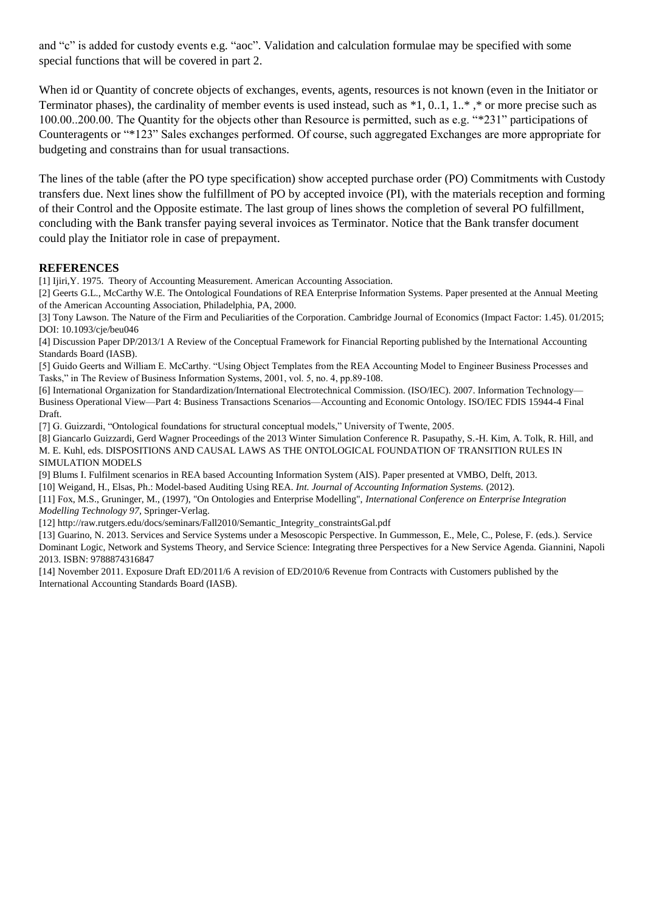and "c" is added for custody events e.g. "aoc". Validation and calculation formulae may be specified with some special functions that will be covered in part 2.

When id or Quantity of concrete objects of exchanges, events, agents, resources is not known (even in the Initiator or Terminator phases), the cardinality of member events is used instead, such as *1, 0..1, 1..* ,* or more precise such as 100.00..200.00. The Quantity for the objects other than Resource is permitted, such as e.g. "*231" participations of Counteragents or "*123" Sales exchanges performed. Of course, such aggregated Exchanges are more appropriate for budgeting and constrains than for usual transactions.

The lines of the table (after the PO type specification) show accepted purchase order (PO) Commitments with Custody transfers due. Next lines show the fulfillment of PO by accepted invoice (PI), with the materials reception and forming of their Control and the Opposite estimate. The last group of lines shows the completion of several PO fulfillment, concluding with the Bank transfer paying several invoices as Terminator. Notice that the Bank transfer document could play the Initiator role in case of prepayment.

## REFERENCES

[1] Ijiri,Y. 1975. Theory of Accounting Measurement. American Accounting Association.

[2] Geerts G.L., McCarthy W.E. The Ontological Foundations of REA Enterprise Information Systems. Paper presented at the Annual Meeting of the American Accounting Association, Philadelphia, PA, 2000.

[3] Tony Lawson. The Nature of the Firm and Peculiarities of the Corporation. Cambridge Journal of Economics (Impact Factor: 1.45). 01/2015; DOI: 10.1093/cje/beu046

[4] Discussion Paper DP/2013/1 A Review of the Conceptual Framework for Financial Reporting published by the International Accounting Standards Board (IASB).

[5] Guido Geerts and William E. McCarthy. "Using Object Templates from the REA Accounting Model to Engineer Business Processes and Tasks," in The Review of Business Information Systems, 2001, vol. 5, no. 4, pp.89-108.

[6] International Organization for Standardization/International Electrotechnical Commission. (ISO/IEC). 2007. Information Technology—Business Operational View—Part 4: Business Transactions Scenarios—Accounting and Economic Ontology. ISO/IEC FDIS 15944-4 Final Draft.

[7] G. Guizzardi, "Ontological foundations for structural conceptual models," University of Twente, 2005.

[8] Giancarlo Guizzardi, Gerd Wagner Proceedings of the 2013 Winter Simulation Conference R. Pasupathy, S.-H. Kim, A. Tolk, R. Hill, and M. E. Kuhl, eds. DISPOSITIONS AND CAUSAL LAWS AS THE ONTOLOGICAL FOUNDATION OF TRANSITION RULES IN SIMULATION MODELS

[9] Blums I. Fulfilment scenarios in REA based Accounting Information System (AIS). Paper presented at VMBO, Delft, 2013.

[10] Weigand, H., Elsas, Ph.: Model-based Auditing Using REA. *Int. Journal of Accounting Information Systems.* (2012).

[11] Fox, M.S., Gruninger, M., (1997), "On Ontologies and Enterprise Modelling", *International Conference on Enterprise Integration Modelling Technology 97*, Springer-Verlag.

[12] http://raw.rutgers.edu/docs/seminars/Fall2010/Semantic_Integrity_constraintsGal.pdf

[13] Guarino, N. 2013. Services and Service Systems under a Mesoscopic Perspective. In Gummesson, E., Mele, C., Polese, F. (eds.). Service Dominant Logic, Network and Systems Theory, and Service Science: Integrating three Perspectives for a New Service Agenda. Giannini, Napoli 2013. ISBN: 9788874316847

[14] November 2011. Exposure Draft ED/2011/6 A revision of ED/2010/6 Revenue from Contracts with Customers published by the International Accounting Standards Board (IASB).